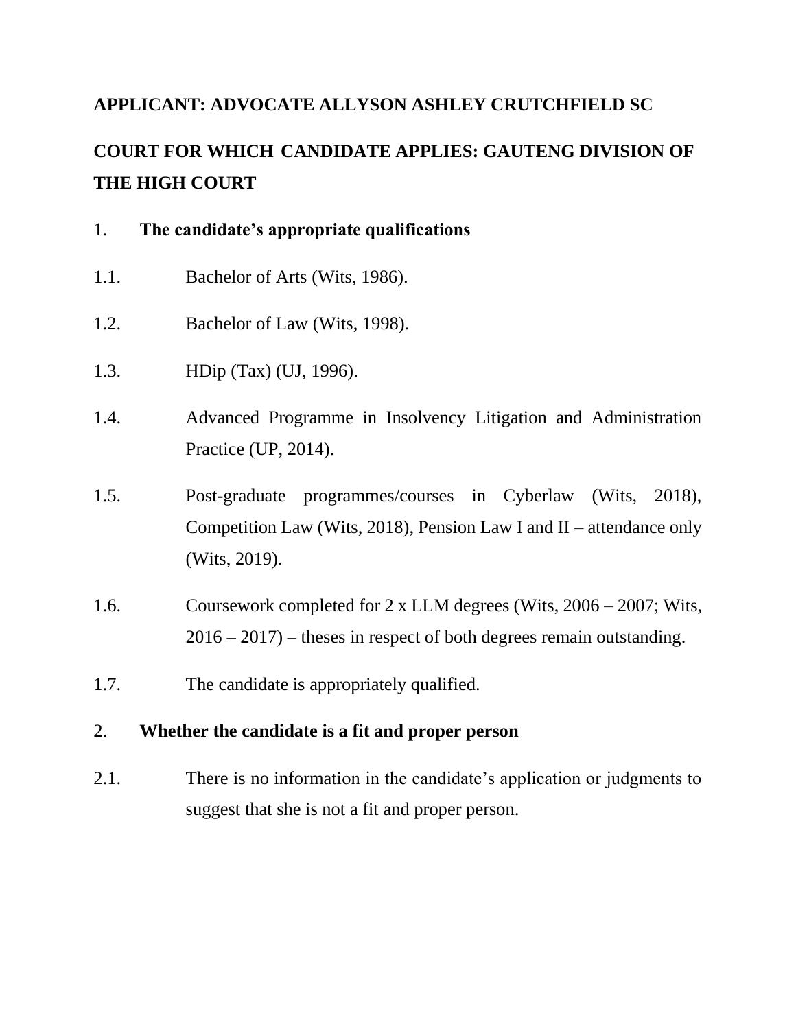**APPLICANT: ADVOCATE ALLYSON ASHLEY CRUTCHFIELD SC**

**COURT FOR WHICH CANDIDATE APPLIES: GAUTENG DIVISION OF THE HIGH COURT**

1. **The candidate's appropriate qualifications**

1.1. Bachelor of Arts (Wits, 1986).

1.2. Bachelor of Law (Wits, 1998).

1.3. HDip (Tax) (UJ, 1996).

1.4. Advanced Programme in Insolvency Litigation and Administration Practice (UP, 2014).

1.5. Post-graduate programmes/courses in Cyberlaw (Wits, 2018), Competition Law (Wits, 2018), Pension Law I and II – attendance only (Wits, 2019).

1.6. Coursework completed for 2 x LLM degrees (Wits, 2006 – 2007; Wits, 2016 – 2017) – theses in respect of both degrees remain outstanding.

1.7. The candidate is appropriately qualified.

2. **Whether the candidate is a fit and proper person**

2.1. There is no information in the candidate's application or judgments to suggest that she is not a fit and proper person.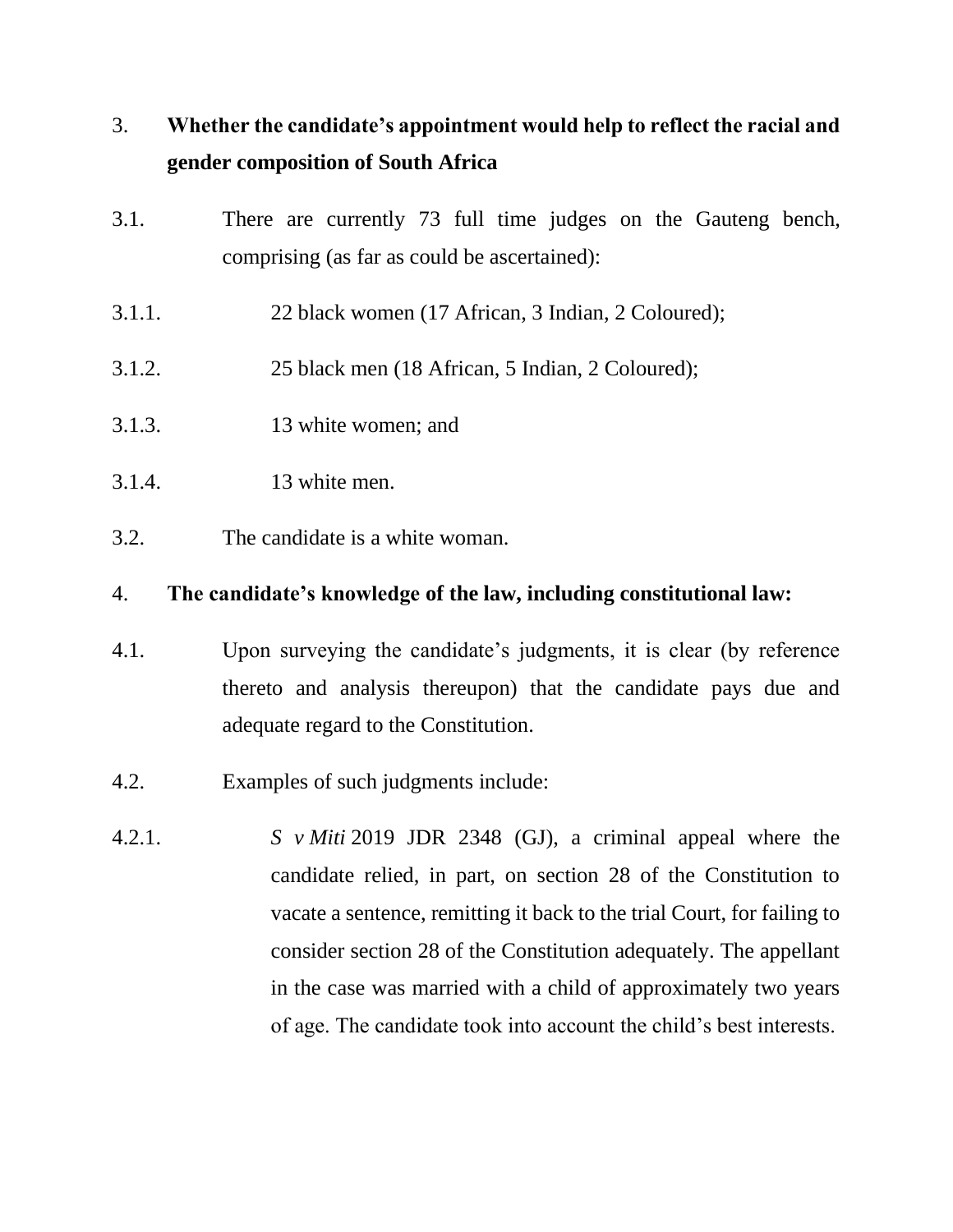3. **Whether the candidate's appointment would help to reflect the racial and gender composition of South Africa**

3.1. There are currently 73 full time judges on the Gauteng bench, comprising (as far as could be ascertained):

3.1.1. 22 black women (17 African, 3 Indian, 2 Coloured);

3.1.2. 25 black men (18 African, 5 Indian, 2 Coloured);

3.1.3. 13 white women; and

3.1.4. 13 white men.

3.2. The candidate is a white woman.

4. **The candidate's knowledge of the law, including constitutional law:**

4.1. Upon surveying the candidate's judgments, it is clear (by reference thereto and analysis thereupon) that the candidate pays due and adequate regard to the Constitution.

4.2. Examples of such judgments include:

4.2.1. *S v Miti* 2019 JDR 2348 (GJ), a criminal appeal where the candidate relied, in part, on section 28 of the Constitution to vacate a sentence, remitting it back to the trial Court, for failing to consider section 28 of the Constitution adequately. The appellant in the case was married with a child of approximately two years of age. The candidate took into account the child's best interests.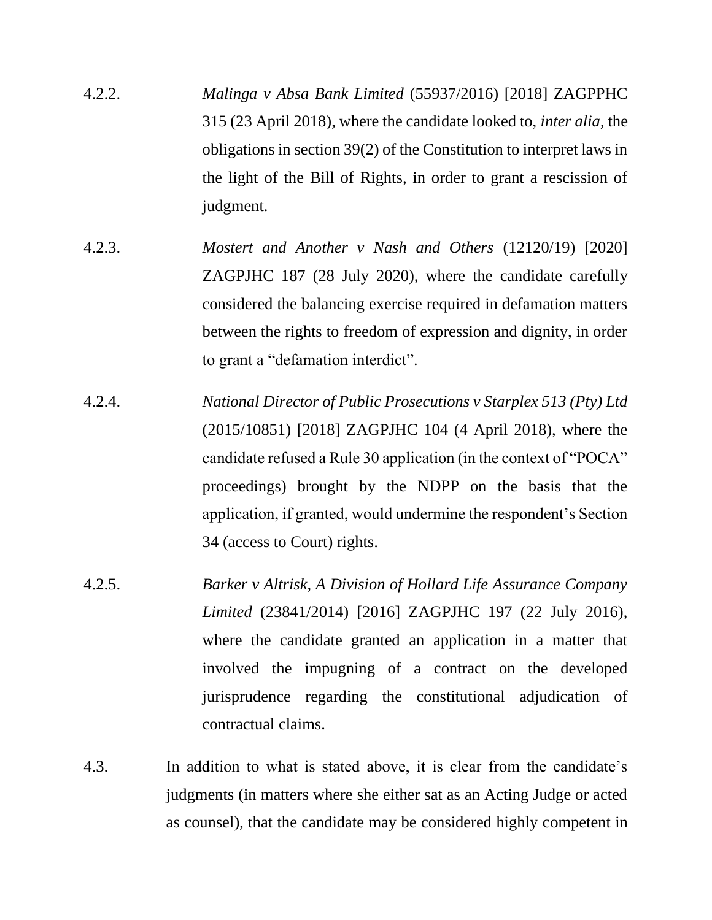4.2.2. *Malinga v Absa Bank Limited* (55937/2016) [2018] ZAGPPHC 315 (23 April 2018), where the candidate looked to, *inter alia*, the obligations in section 39(2) of the Constitution to interpret laws in the light of the Bill of Rights, in order to grant a rescission of judgment.

4.2.3. *Mostert and Another v Nash and Others* (12120/19) [2020] ZAGPJHC 187 (28 July 2020), where the candidate carefully considered the balancing exercise required in defamation matters between the rights to freedom of expression and dignity, in order to grant a "defamation interdict".

4.2.4. *National Director of Public Prosecutions v Starplex 513 (Pty) Ltd* (2015/10851) [2018] ZAGPJHC 104 (4 April 2018), where the candidate refused a Rule 30 application (in the context of "POCA" proceedings) brought by the NDPP on the basis that the application, if granted, would undermine the respondent's Section 34 (access to Court) rights.

4.2.5. *Barker v Altrisk, A Division of Hollard Life Assurance Company Limited* (23841/2014) [2016] ZAGPJHC 197 (22 July 2016), where the candidate granted an application in a matter that involved the impugning of a contract on the developed jurisprudence regarding the constitutional adjudication of contractual claims.

4.3. In addition to what is stated above, it is clear from the candidate's judgments (in matters where she either sat as an Acting Judge or acted as counsel), that the candidate may be considered highly competent in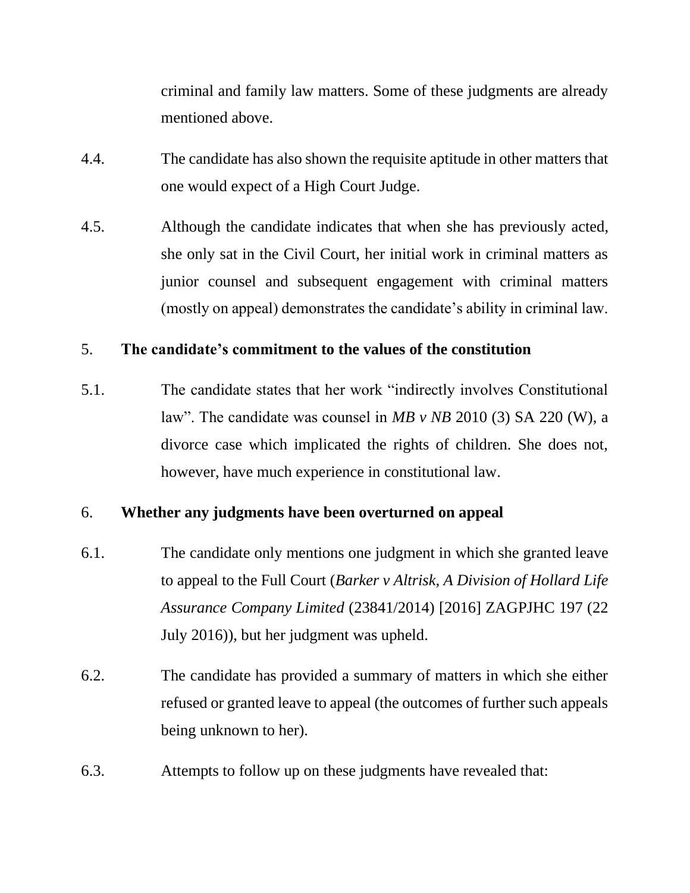criminal and family law matters. Some of these judgments are already mentioned above.

4.4. The candidate has also shown the requisite aptitude in other matters that one would expect of a High Court Judge.

4.5. Although the candidate indicates that when she has previously acted, she only sat in the Civil Court, her initial work in criminal matters as junior counsel and subsequent engagement with criminal matters (mostly on appeal) demonstrates the candidate's ability in criminal law.

5. **The candidate's commitment to the values of the constitution**

5.1. The candidate states that her work "indirectly involves Constitutional law". The candidate was counsel in *MB v NB* 2010 (3) SA 220 (W), a divorce case which implicated the rights of children. She does not, however, have much experience in constitutional law.

6. **Whether any judgments have been overturned on appeal**

6.1. The candidate only mentions one judgment in which she granted leave to appeal to the Full Court (*Barker v Altrisk, A Division of Hollard Life Assurance Company Limited* (23841/2014) [2016] ZAGPJHC 197 (22 July 2016)), but her judgment was upheld.

6.2. The candidate has provided a summary of matters in which she either refused or granted leave to appeal (the outcomes of further such appeals being unknown to her).

6.3. Attempts to follow up on these judgments have revealed that: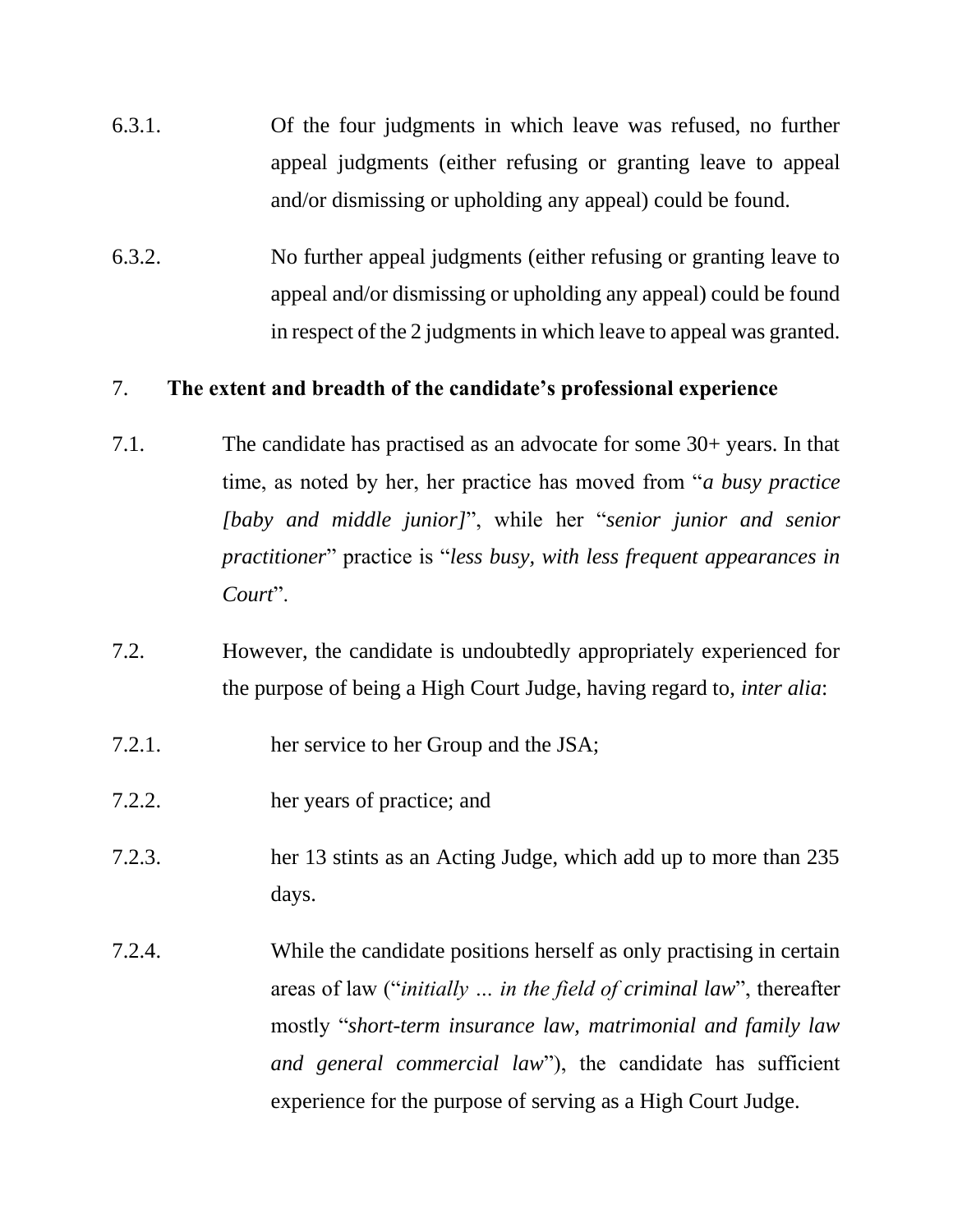6.3.1. Of the four judgments in which leave was refused, no further appeal judgments (either refusing or granting leave to appeal and/or dismissing or upholding any appeal) could be found.

6.3.2. No further appeal judgments (either refusing or granting leave to appeal and/or dismissing or upholding any appeal) could be found in respect of the 2 judgments in which leave to appeal was granted.

7. **The extent and breadth of the candidate's professional experience**

7.1. The candidate has practised as an advocate for some 30+ years. In that time, as noted by her, her practice has moved from "*a busy practice [baby and middle junior]*", while her "*senior junior and senior practitioner*" practice is "*less busy, with less frequent appearances in Court*".

7.2. However, the candidate is undoubtedly appropriately experienced for the purpose of being a High Court Judge, having regard to, *inter alia*:

7.2.1. her service to her Group and the JSA;

7.2.2. her years of practice; and

7.2.3. her 13 stints as an Acting Judge, which add up to more than 235 days.

7.2.4. While the candidate positions herself as only practising in certain areas of law ("*initially … in the field of criminal law*", thereafter mostly "*short-term insurance law, matrimonial and family law and general commercial law*"), the candidate has sufficient experience for the purpose of serving as a High Court Judge.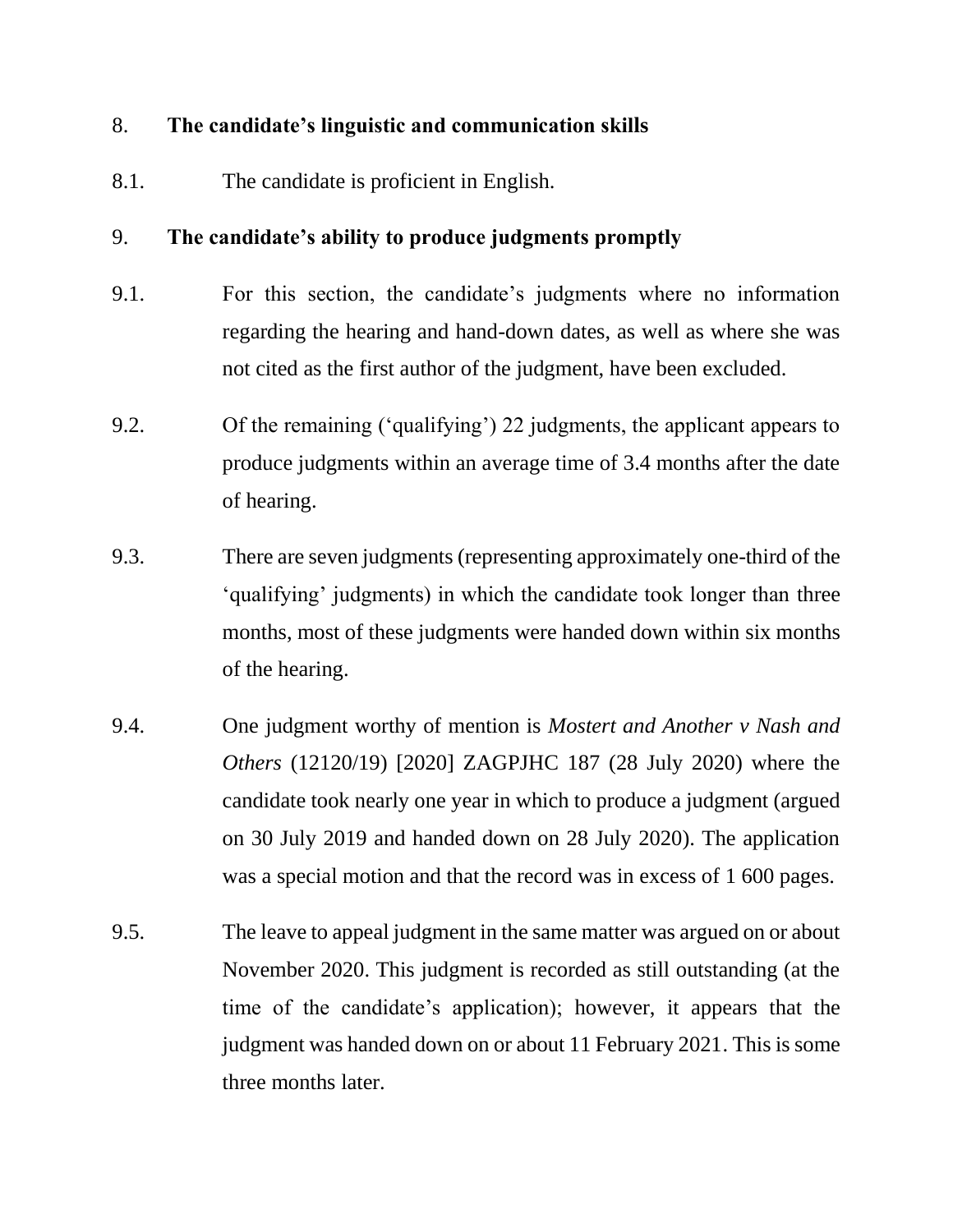8. **The candidate's linguistic and communication skills**

8.1. The candidate is proficient in English.

9. **The candidate's ability to produce judgments promptly**

9.1. For this section, the candidate's judgments where no information regarding the hearing and hand-down dates, as well as where she was not cited as the first author of the judgment, have been excluded.

9.2. Of the remaining ('qualifying') 22 judgments, the applicant appears to produce judgments within an average time of 3.4 months after the date of hearing.

9.3. There are seven judgments (representing approximately one-third of the 'qualifying' judgments) in which the candidate took longer than three months, most of these judgments were handed down within six months of the hearing.

9.4. One judgment worthy of mention is *Mostert and Another v Nash and Others* (12120/19) [2020] ZAGPJHC 187 (28 July 2020) where the candidate took nearly one year in which to produce a judgment (argued on 30 July 2019 and handed down on 28 July 2020). The application was a special motion and that the record was in excess of 1 600 pages.

9.5. The leave to appeal judgment in the same matter was argued on or about November 2020. This judgment is recorded as still outstanding (at the time of the candidate's application); however, it appears that the judgment was handed down on or about 11 February 2021. This is some three months later.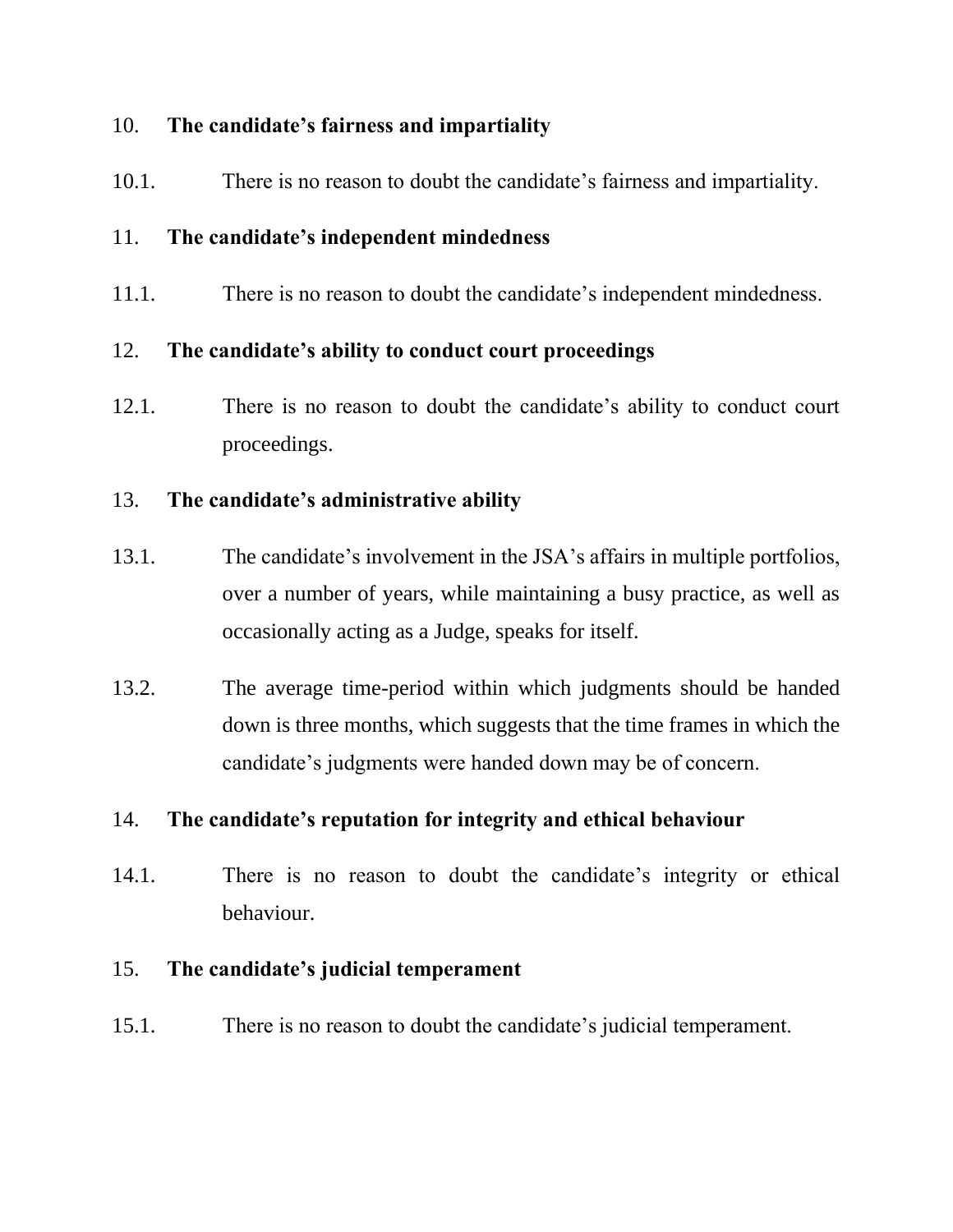10. **The candidate's fairness and impartiality**

10.1. There is no reason to doubt the candidate's fairness and impartiality.

11. **The candidate's independent mindedness**

11.1. There is no reason to doubt the candidate's independent mindedness.

12. **The candidate's ability to conduct court proceedings**

12.1. There is no reason to doubt the candidate's ability to conduct court proceedings.

13. **The candidate's administrative ability**

13.1. The candidate's involvement in the JSA's affairs in multiple portfolios, over a number of years, while maintaining a busy practice, as well as occasionally acting as a Judge, speaks for itself.

13.2. The average time-period within which judgments should be handed down is three months, which suggests that the time frames in which the candidate's judgments were handed down may be of concern.

14. **The candidate's reputation for integrity and ethical behaviour**

14.1. There is no reason to doubt the candidate's integrity or ethical behaviour.

15. **The candidate's judicial temperament**

15.1. There is no reason to doubt the candidate's judicial temperament.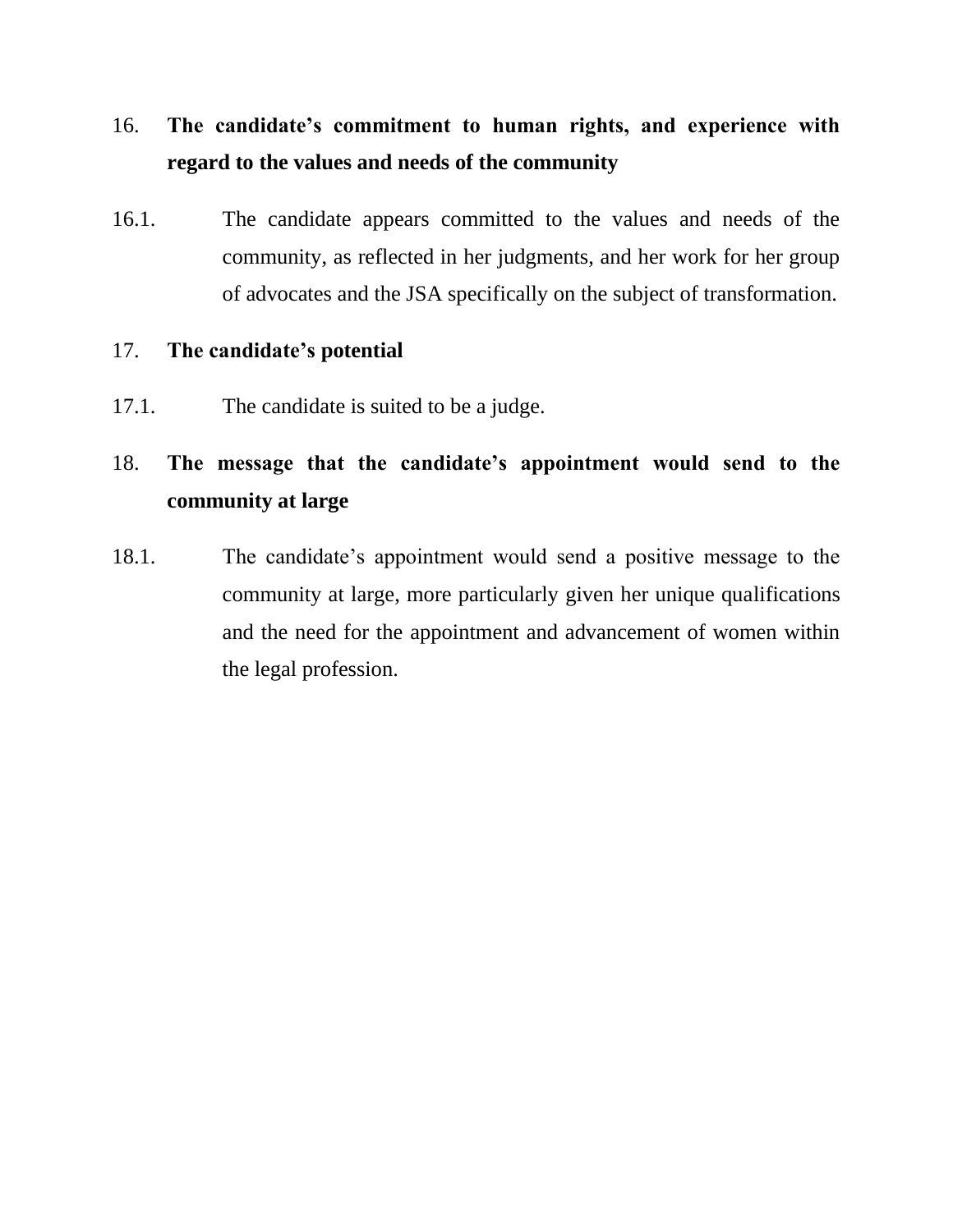16. **The candidate's commitment to human rights, and experience with regard to the values and needs of the community**

16.1. The candidate appears committed to the values and needs of the community, as reflected in her judgments, and her work for her group of advocates and the JSA specifically on the subject of transformation.

17. **The candidate's potential**

17.1. The candidate is suited to be a judge.

18. **The message that the candidate's appointment would send to the community at large**

18.1. The candidate's appointment would send a positive message to the community at large, more particularly given her unique qualifications and the need for the appointment and advancement of women within the legal profession.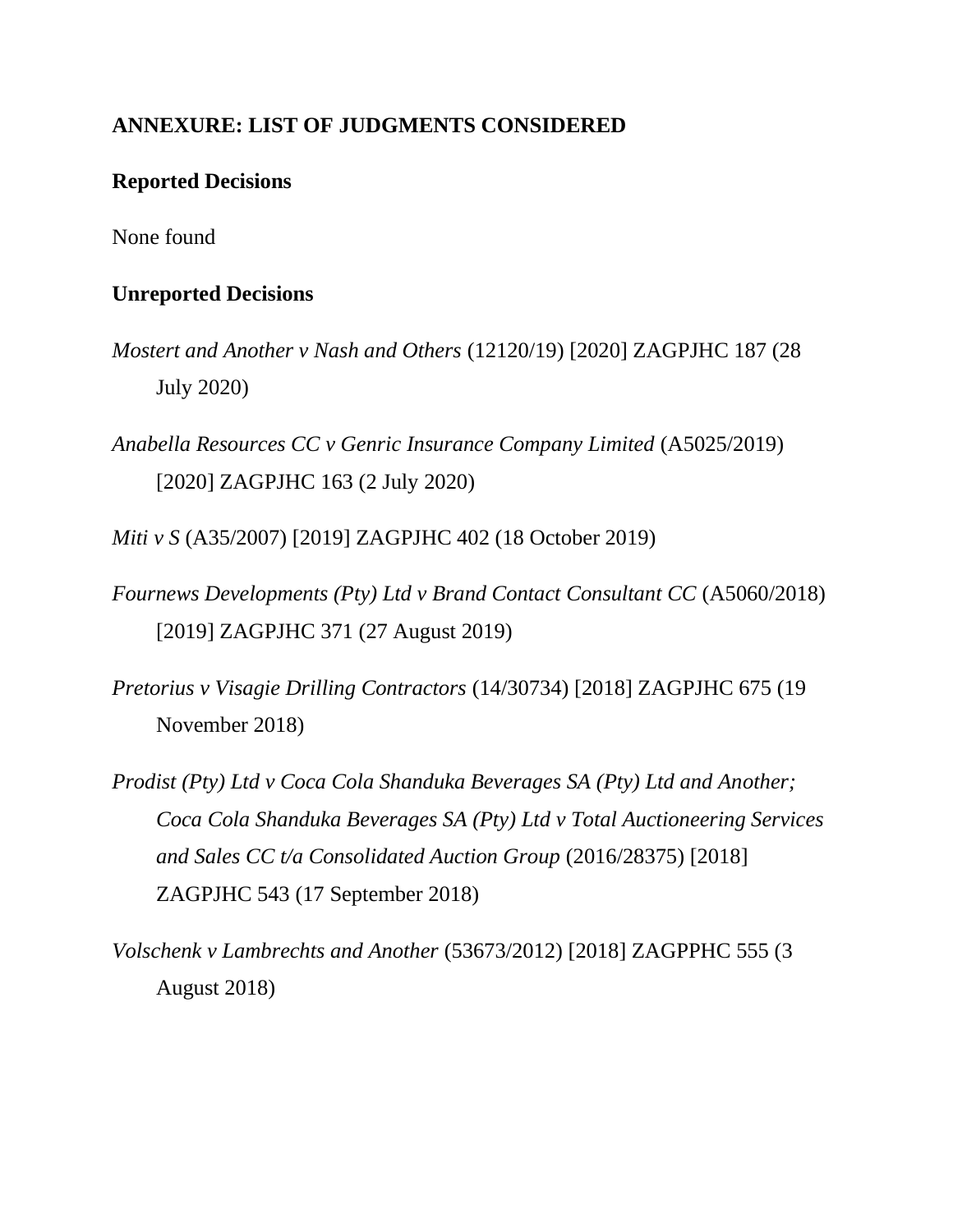## ANNEXURE: LIST OF JUDGMENTS CONSIDERED

### Reported Decisions

None found

### Unreported Decisions

*Mostert and Another v Nash and Others* (12120/19) [2020] ZAGPJHC 187 (28 July 2020)

*Anabella Resources CC v Genric Insurance Company Limited* (A5025/2019) [2020] ZAGPJHC 163 (2 July 2020)

*Miti v S* (A35/2007) [2019] ZAGPJHC 402 (18 October 2019)

*Fournews Developments (Pty) Ltd v Brand Contact Consultant CC* (A5060/2018) [2019] ZAGPJHC 371 (27 August 2019)

*Pretorius v Visagie Drilling Contractors* (14/30734) [2018] ZAGPJHC 675 (19 November 2018)

*Prodist (Pty) Ltd v Coca Cola Shanduka Beverages SA (Pty) Ltd and Another; Coca Cola Shanduka Beverages SA (Pty) Ltd v Total Auctioneering Services and Sales CC t/a Consolidated Auction Group* (2016/28375) [2018] ZAGPJHC 543 (17 September 2018)

*Volschenk v Lambrechts and Another* (53673/2012) [2018] ZAGPPHC 555 (3 August 2018)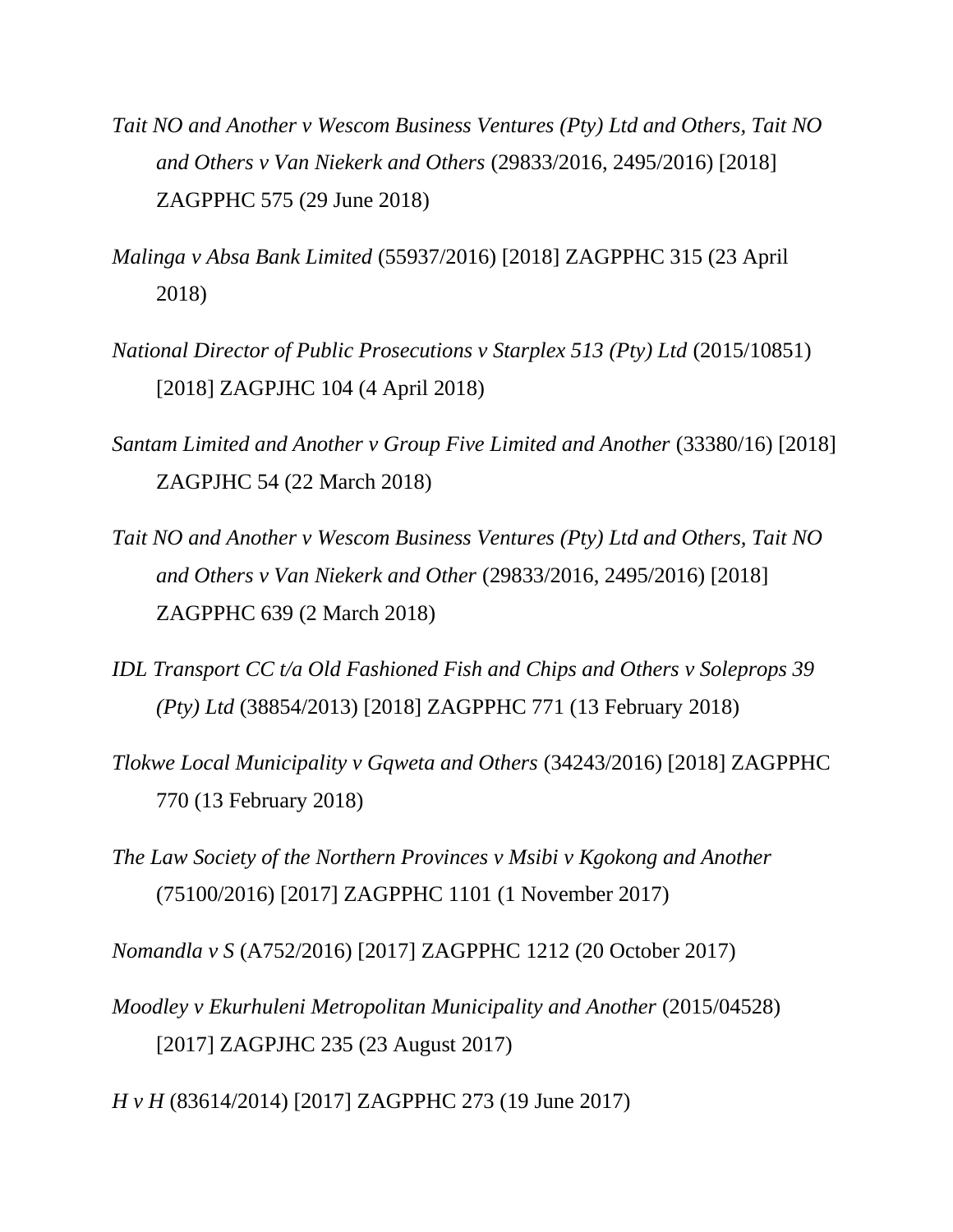*Tait NO and Another v Wescom Business Ventures (Pty) Ltd and Others, Tait NO and Others v Van Niekerk and Others* (29833/2016, 2495/2016) [2018] ZAGPPHC 575 (29 June 2018)

*Malinga v Absa Bank Limited* (55937/2016) [2018] ZAGPPHC 315 (23 April 2018)

*National Director of Public Prosecutions v Starplex 513 (Pty) Ltd* (2015/10851) [2018] ZAGPJHC 104 (4 April 2018)

*Santam Limited and Another v Group Five Limited and Another* (33380/16) [2018] ZAGPJHC 54 (22 March 2018)

*Tait NO and Another v Wescom Business Ventures (Pty) Ltd and Others, Tait NO and Others v Van Niekerk and Other* (29833/2016, 2495/2016) [2018] ZAGPPHC 639 (2 March 2018)

*IDL Transport CC t/a Old Fashioned Fish and Chips and Others v Soleprops 39 (Pty) Ltd* (38854/2013) [2018] ZAGPPHC 771 (13 February 2018)

*Tlokwe Local Municipality v Gqweta and Others* (34243/2016) [2018] ZAGPPHC 770 (13 February 2018)

*The Law Society of the Northern Provinces v Msibi v Kgokong and Another* (75100/2016) [2017] ZAGPPHC 1101 (1 November 2017)

*Nomandla v S* (A752/2016) [2017] ZAGPPHC 1212 (20 October 2017)

*Moodley v Ekurhuleni Metropolitan Municipality and Another* (2015/04528) [2017] ZAGPJHC 235 (23 August 2017)

*H v H* (83614/2014) [2017] ZAGPPHC 273 (19 June 2017)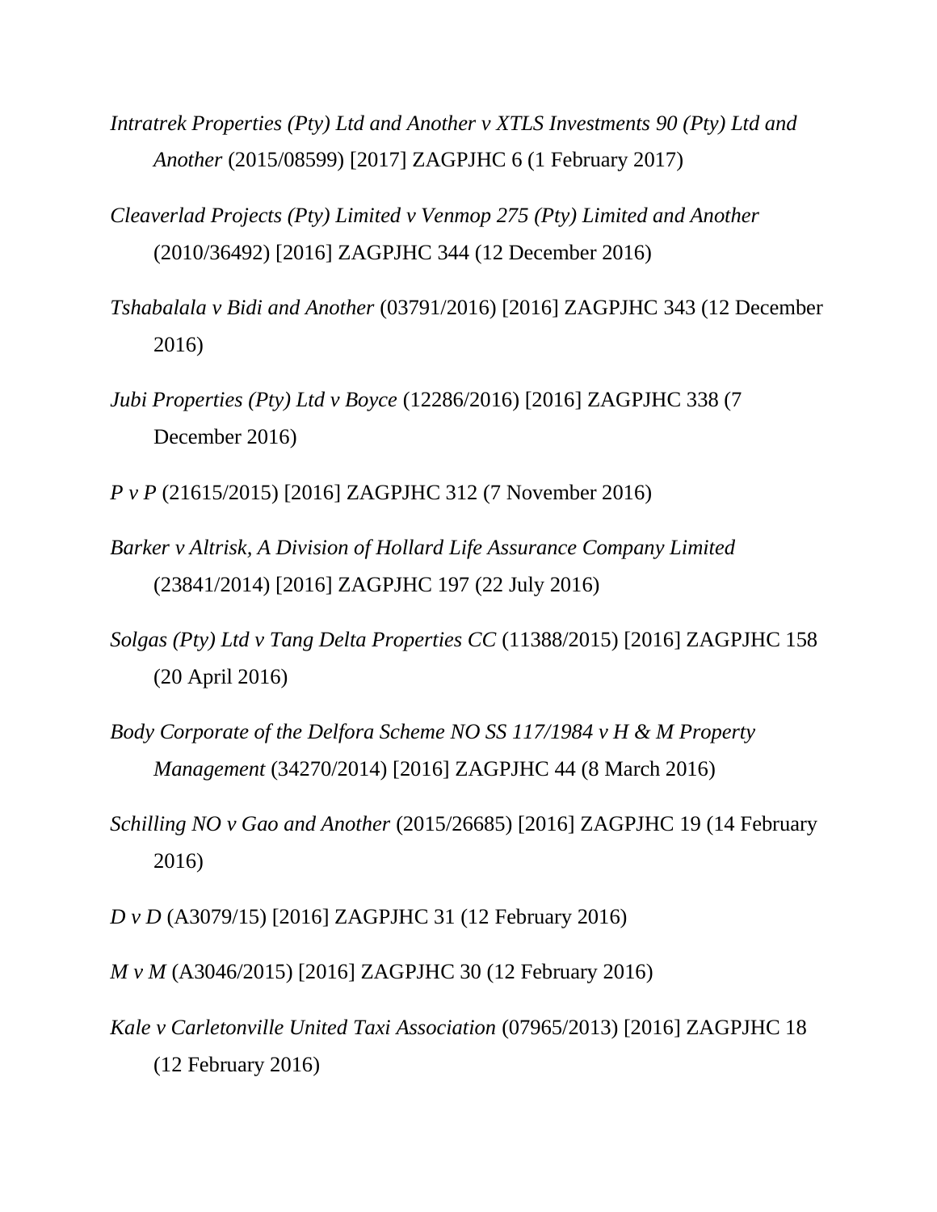*Intratrek Properties (Pty) Ltd and Another v XTLS Investments 90 (Pty) Ltd and Another* (2015/08599) [2017] ZAGPJHC 6 (1 February 2017)

*Cleaverlad Projects (Pty) Limited v Venmop 275 (Pty) Limited and Another* (2010/36492) [2016] ZAGPJHC 344 (12 December 2016)

*Tshabalala v Bidi and Another* (03791/2016) [2016] ZAGPJHC 343 (12 December 2016)

*Jubi Properties (Pty) Ltd v Boyce* (12286/2016) [2016] ZAGPJHC 338 (7 December 2016)

*P v P* (21615/2015) [2016] ZAGPJHC 312 (7 November 2016)

*Barker v Altrisk, A Division of Hollard Life Assurance Company Limited* (23841/2014) [2016] ZAGPJHC 197 (22 July 2016)

*Solgas (Pty) Ltd v Tang Delta Properties CC* (11388/2015) [2016] ZAGPJHC 158 (20 April 2016)

*Body Corporate of the Delfora Scheme NO SS 117/1984 v H & M Property Management* (34270/2014) [2016] ZAGPJHC 44 (8 March 2016)

*Schilling NO v Gao and Another* (2015/26685) [2016] ZAGPJHC 19 (14 February 2016)

*D v D* (A3079/15) [2016] ZAGPJHC 31 (12 February 2016)

*M v M* (A3046/2015) [2016] ZAGPJHC 30 (12 February 2016)

*Kale v Carletonville United Taxi Association* (07965/2013) [2016] ZAGPJHC 18 (12 February 2016)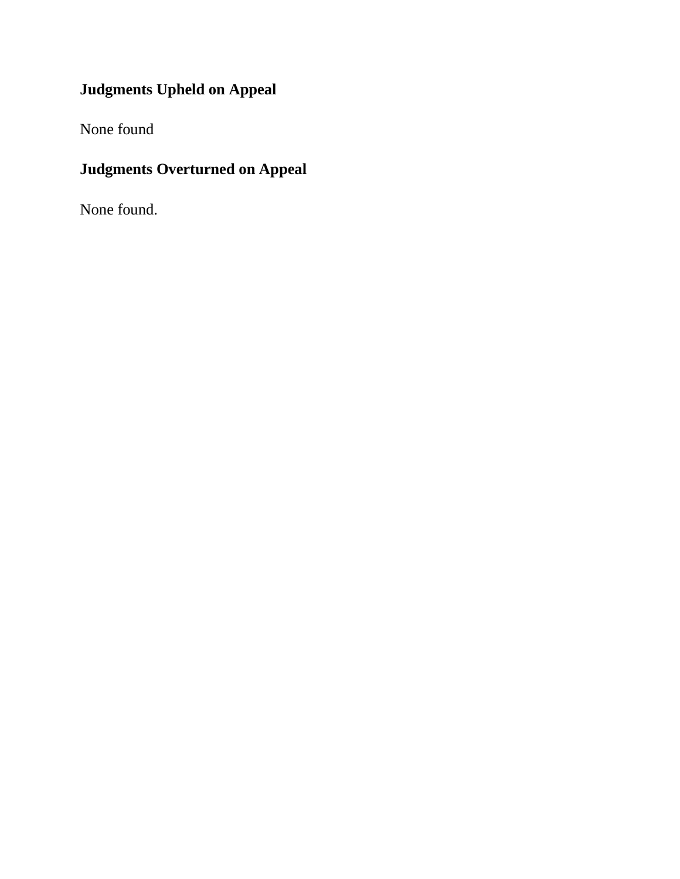**Judgments Upheld on Appeal**

None found

**Judgments Overturned on Appeal**

None found.